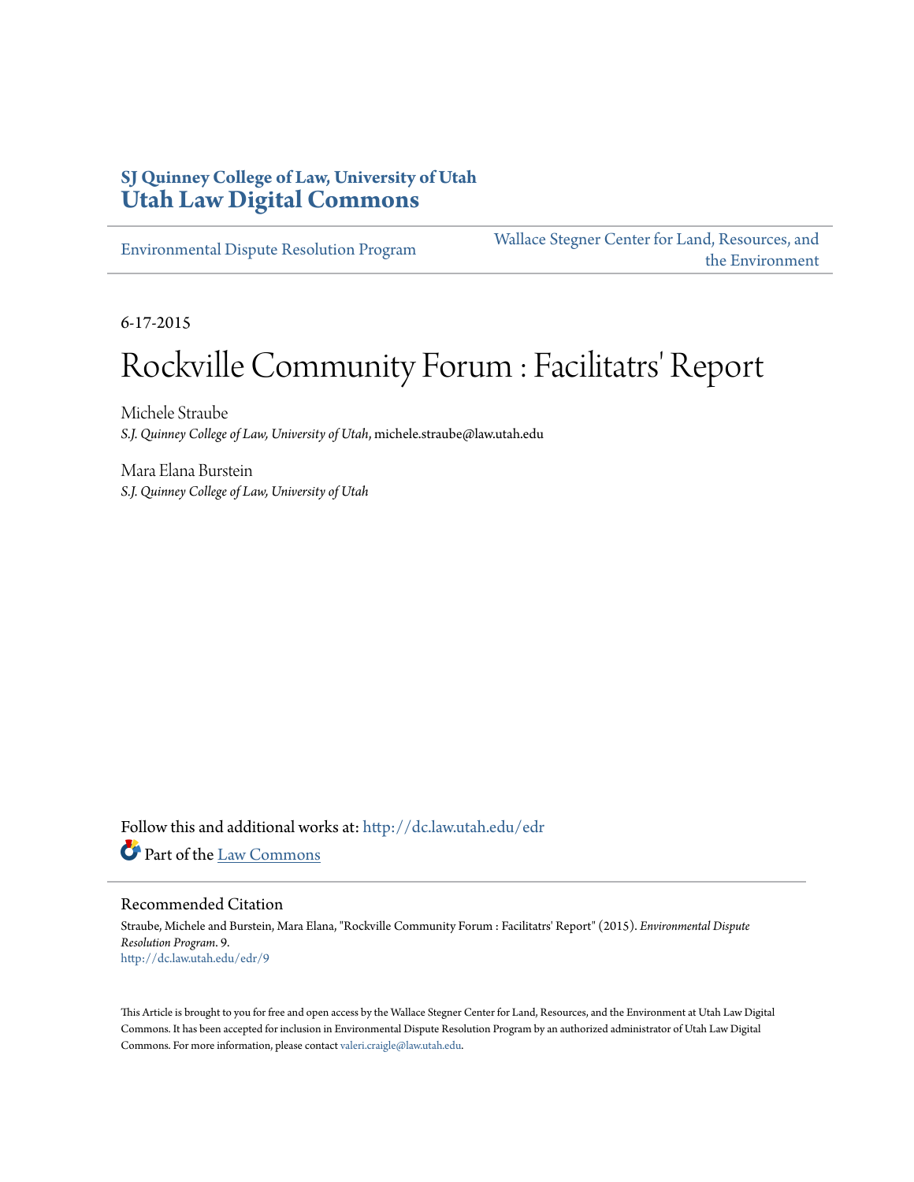SJ Quinney College of Law, University of Utah
**Utah Law Digital Commons**

Environmental Dispute Resolution Program | Wallace Stegner Center for Land, Resources, and the Environment

6-17-2015

# Rockville Community Forum : Facilitatrs' Report

Michele Straube
*S.J. Quinney College of Law, University of Utah*, michele.straube@law.utah.edu

Mara Elana Burstein
*S.J. Quinney College of Law, University of Utah*

Follow this and additional works at: http://dc.law.utah.edu/edr

Part of the Law Commons

## Recommended Citation

Straube, Michele and Burstein, Mara Elana, "Rockville Community Forum : Facilitatrs' Report" (2015). *Environmental Dispute Resolution Program*. 9.
http://dc.law.utah.edu/edr/9

This Article is brought to you for free and open access by the Wallace Stegner Center for Land, Resources, and the Environment at Utah Law Digital Commons. It has been accepted for inclusion in Environmental Dispute Resolution Program by an authorized administrator of Utah Law Digital Commons. For more information, please contact valeri.craigle@law.utah.edu.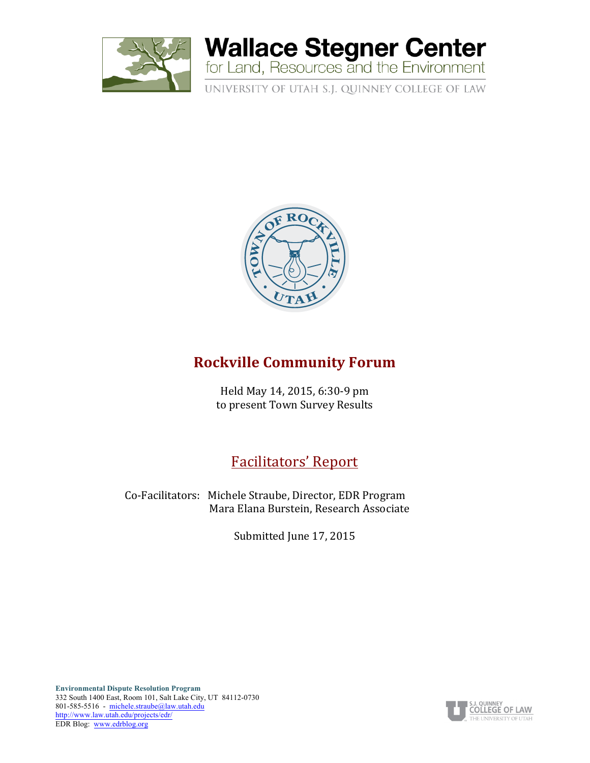# Wallace Stegner Center
for Land, Resources and the Environment

UNIVERSITY OF UTAH S.J. QUINNEY COLLEGE OF LAW

## Rockville Community Forum

Held May 14, 2015, 6:30-9 pm
to present Town Survey Results

## Facilitators' Report

Co-Facilitators: Michele Straube, Director, EDR Program
Mara Elana Burstein, Research Associate

Submitted June 17, 2015

**Environmental Dispute Resolution Program**
332 South 1400 East, Room 101, Salt Lake City, UT 84112-0730
801-585-5516 - michele.straube@law.utah.edu
http://www.law.utah.edu/projects/edr/
EDR Blog: www.edrblog.org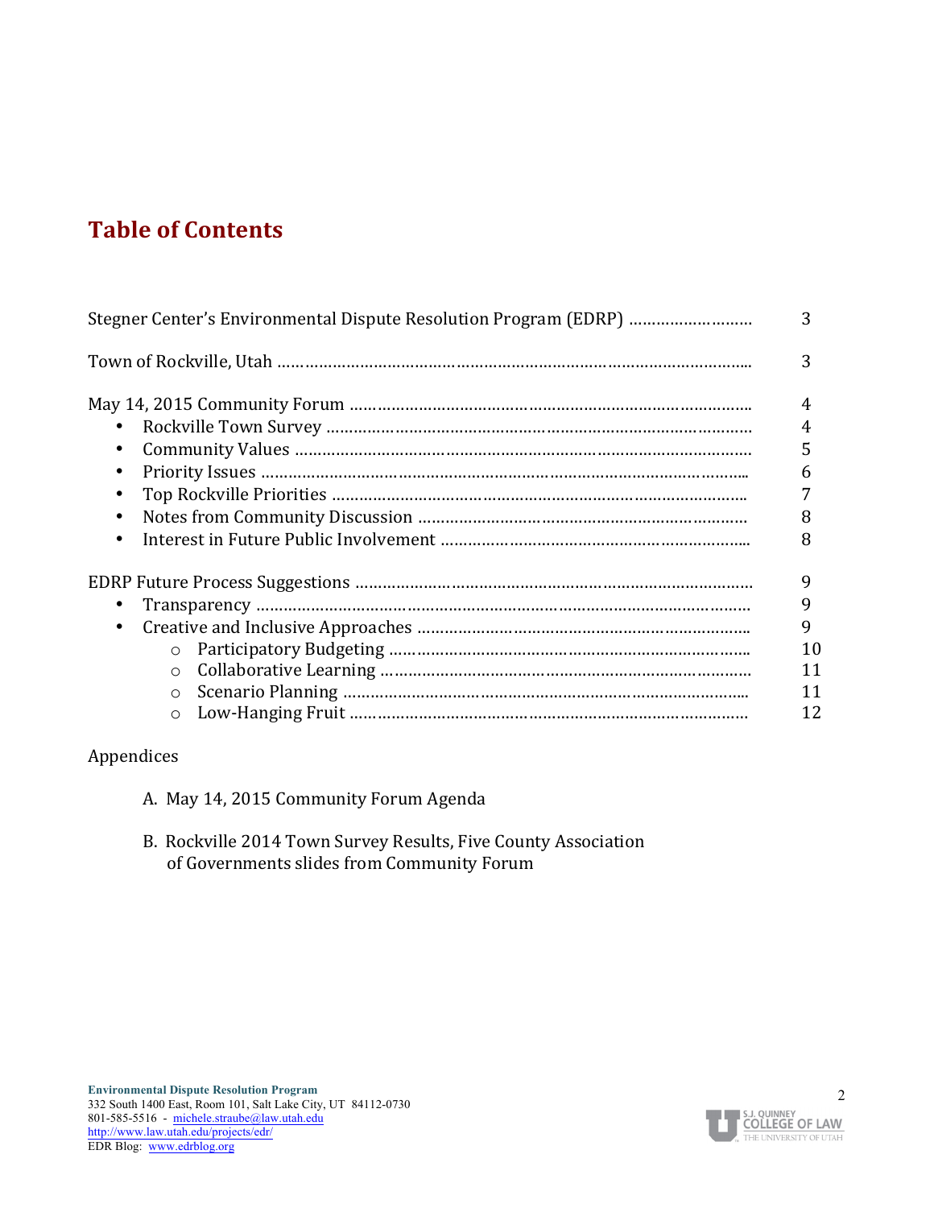# Table of Contents

| | |
|---|---|
| Stegner Center's Environmental Dispute Resolution Program (EDRP) | 3 |
| Town of Rockville, Utah | 3 |
| May 14, 2015 Community Forum | 4 |
| • Rockville Town Survey | 4 |
| • Community Values | 5 |
| • Priority Issues | 6 |
| • Top Rockville Priorities | 7 |
| • Notes from Community Discussion | 8 |
| • Interest in Future Public Involvement | 8 |
| EDRP Future Process Suggestions | 9 |
| • Transparency | 9 |
| • Creative and Inclusive Approaches | 9 |
| ○ Participatory Budgeting | 10 |
| ○ Collaborative Learning | 11 |
| ○ Scenario Planning | 11 |
| ○ Low-Hanging Fruit | 12 |

Appendices

A. May 14, 2015 Community Forum Agenda

B. Rockville 2014 Town Survey Results, Five County Association of Governments slides from Community Forum

**Environmental Dispute Resolution Program**
332 South 1400 East, Room 101, Salt Lake City, UT 84112-0730
801-585-5516 - michele.straube@law.utah.edu
http://www.law.utah.edu/projects/edr/
EDR Blog: www.edrblog.org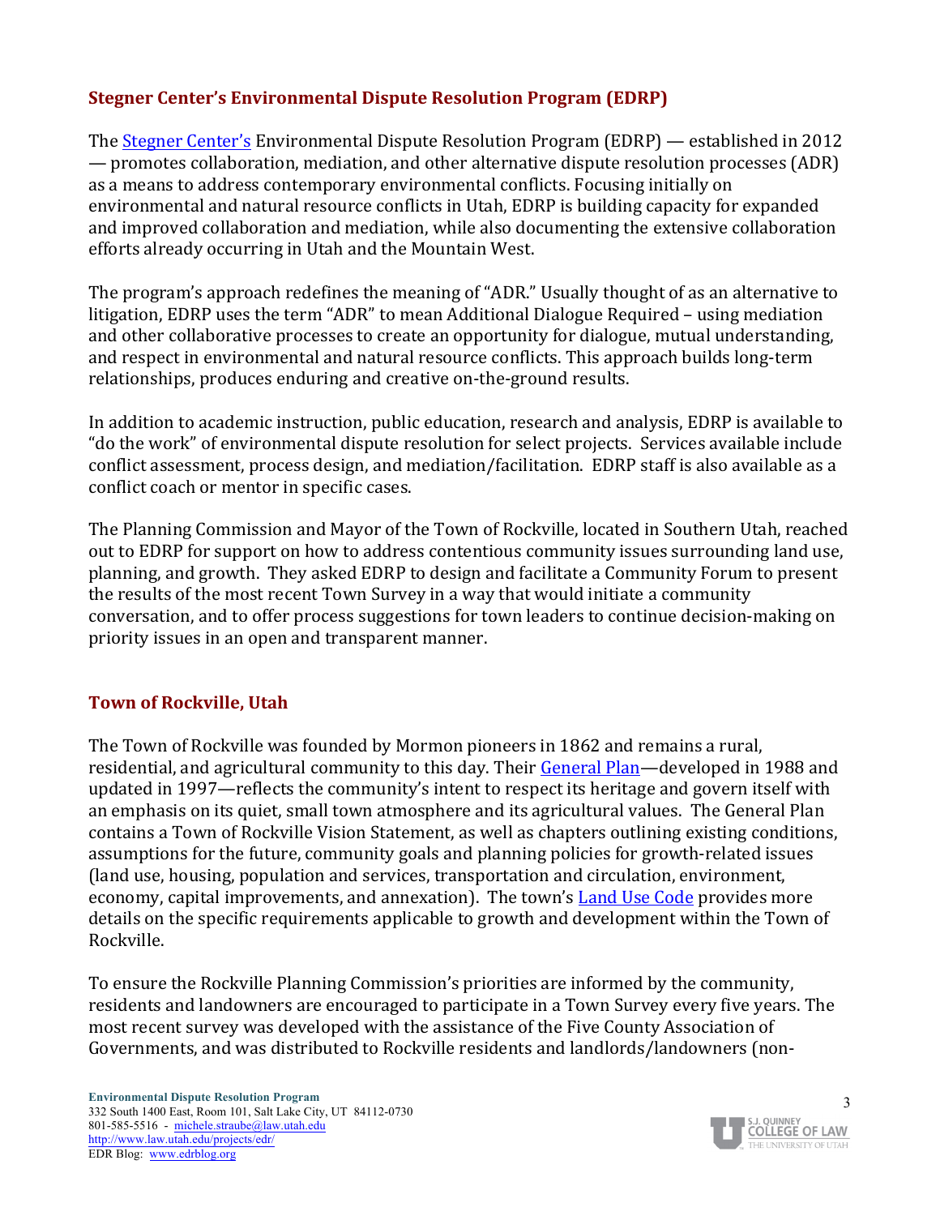## Stegner Center's Environmental Dispute Resolution Program (EDRP)

The Stegner Center's Environmental Dispute Resolution Program (EDRP) — established in 2012 — promotes collaboration, mediation, and other alternative dispute resolution processes (ADR) as a means to address contemporary environmental conflicts. Focusing initially on environmental and natural resource conflicts in Utah, EDRP is building capacity for expanded and improved collaboration and mediation, while also documenting the extensive collaboration efforts already occurring in Utah and the Mountain West.

The program's approach redefines the meaning of "ADR." Usually thought of as an alternative to litigation, EDRP uses the term "ADR" to mean Additional Dialogue Required – using mediation and other collaborative processes to create an opportunity for dialogue, mutual understanding, and respect in environmental and natural resource conflicts. This approach builds long-term relationships, produces enduring and creative on-the-ground results.

In addition to academic instruction, public education, research and analysis, EDRP is available to "do the work" of environmental dispute resolution for select projects. Services available include conflict assessment, process design, and mediation/facilitation. EDRP staff is also available as a conflict coach or mentor in specific cases.

The Planning Commission and Mayor of the Town of Rockville, located in Southern Utah, reached out to EDRP for support on how to address contentious community issues surrounding land use, planning, and growth. They asked EDRP to design and facilitate a Community Forum to present the results of the most recent Town Survey in a way that would initiate a community conversation, and to offer process suggestions for town leaders to continue decision-making on priority issues in an open and transparent manner.

## Town of Rockville, Utah

The Town of Rockville was founded by Mormon pioneers in 1862 and remains a rural, residential, and agricultural community to this day. Their General Plan—developed in 1988 and updated in 1997—reflects the community's intent to respect its heritage and govern itself with an emphasis on its quiet, small town atmosphere and its agricultural values. The General Plan contains a Town of Rockville Vision Statement, as well as chapters outlining existing conditions, assumptions for the future, community goals and planning policies for growth-related issues (land use, housing, population and services, transportation and circulation, environment, economy, capital improvements, and annexation). The town's Land Use Code provides more details on the specific requirements applicable to growth and development within the Town of Rockville.

To ensure the Rockville Planning Commission's priorities are informed by the community, residents and landowners are encouraged to participate in a Town Survey every five years. The most recent survey was developed with the assistance of the Five County Association of Governments, and was distributed to Rockville residents and landlords/landowners (non-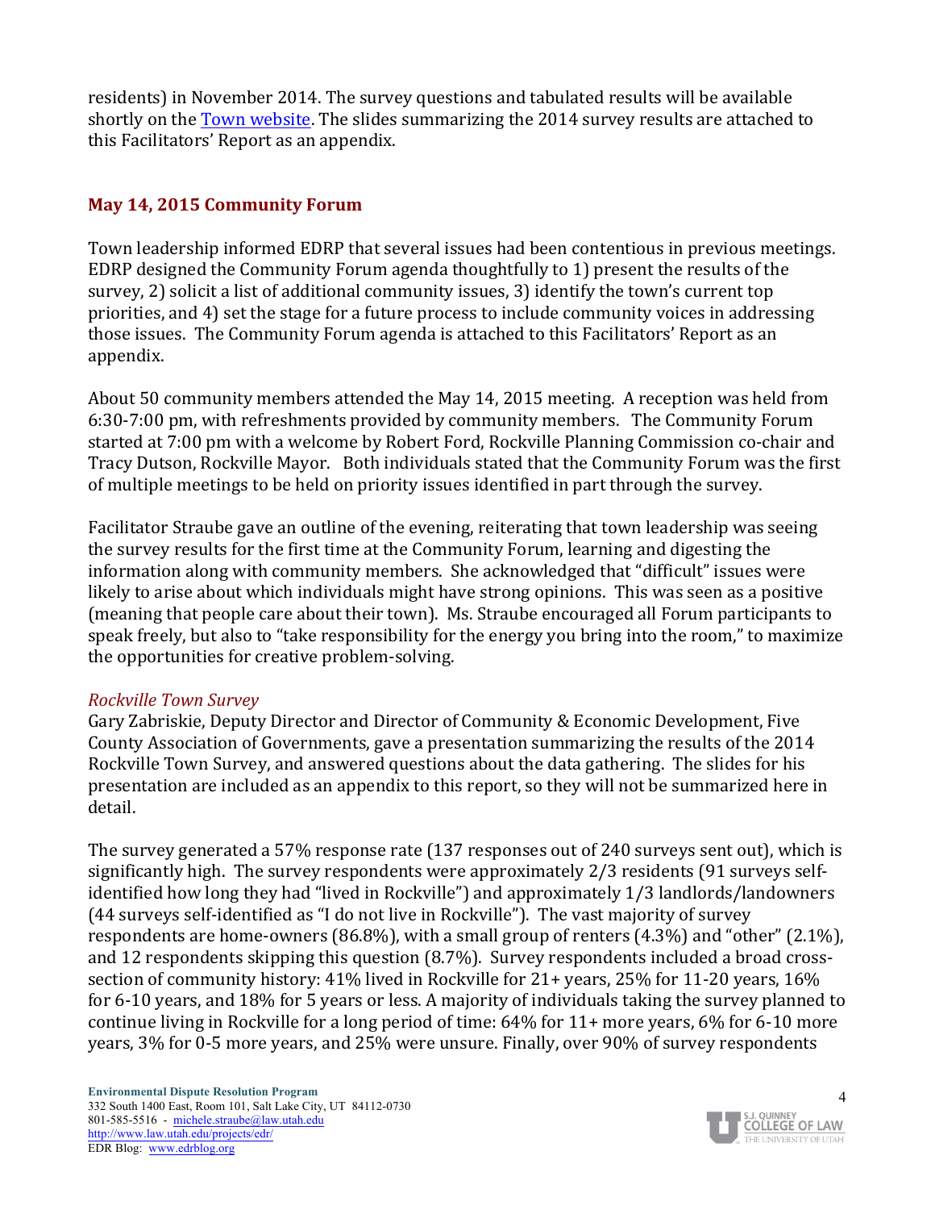residents) in November 2014. The survey questions and tabulated results will be available shortly on the [Town website](). The slides summarizing the 2014 survey results are attached to this Facilitators' Report as an appendix.

## May 14, 2015 Community Forum

Town leadership informed EDRP that several issues had been contentious in previous meetings. EDRP designed the Community Forum agenda thoughtfully to 1) present the results of the survey, 2) solicit a list of additional community issues, 3) identify the town's current top priorities, and 4) set the stage for a future process to include community voices in addressing those issues. The Community Forum agenda is attached to this Facilitators' Report as an appendix.

About 50 community members attended the May 14, 2015 meeting. A reception was held from 6:30-7:00 pm, with refreshments provided by community members. The Community Forum started at 7:00 pm with a welcome by Robert Ford, Rockville Planning Commission co-chair and Tracy Dutson, Rockville Mayor. Both individuals stated that the Community Forum was the first of multiple meetings to be held on priority issues identified in part through the survey.

Facilitator Straube gave an outline of the evening, reiterating that town leadership was seeing the survey results for the first time at the Community Forum, learning and digesting the information along with community members. She acknowledged that "difficult" issues were likely to arise about which individuals might have strong opinions. This was seen as a positive (meaning that people care about their town). Ms. Straube encouraged all Forum participants to speak freely, but also to "take responsibility for the energy you bring into the room," to maximize the opportunities for creative problem-solving.

### *Rockville Town Survey*

Gary Zabriskie, Deputy Director and Director of Community & Economic Development, Five County Association of Governments, gave a presentation summarizing the results of the 2014 Rockville Town Survey, and answered questions about the data gathering. The slides for his presentation are included as an appendix to this report, so they will not be summarized here in detail.

The survey generated a 57% response rate (137 responses out of 240 surveys sent out), which is significantly high. The survey respondents were approximately 2/3 residents (91 surveys self-identified how long they had "lived in Rockville") and approximately 1/3 landlords/landowners (44 surveys self-identified as "I do not live in Rockville"). The vast majority of survey respondents are home-owners (86.8%), with a small group of renters (4.3%) and "other" (2.1%), and 12 respondents skipping this question (8.7%). Survey respondents included a broad cross-section of community history: 41% lived in Rockville for 21+ years, 25% for 11-20 years, 16% for 6-10 years, and 18% for 5 years or less. A majority of individuals taking the survey planned to continue living in Rockville for a long period of time: 64% for 11+ more years, 6% for 6-10 more years, 3% for 0-5 more years, and 25% were unsure. Finally, over 90% of survey respondents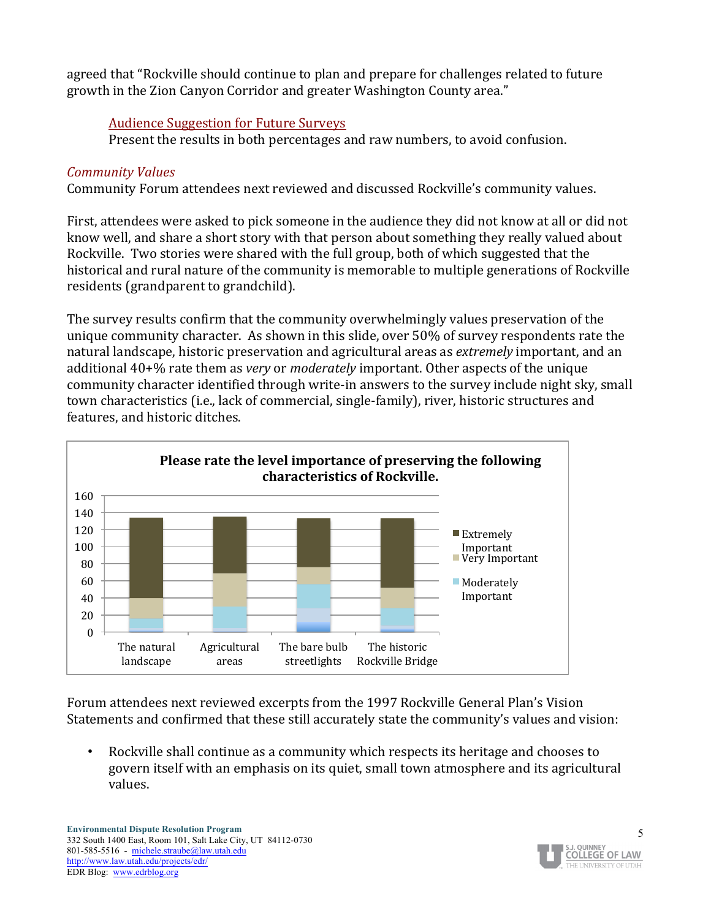agreed that "Rockville should continue to plan and prepare for challenges related to future growth in the Zion Canyon Corridor and greater Washington County area."

> Audience Suggestion for Future Surveys
>
> Present the results in both percentages and raw numbers, to avoid confusion.

### *Community Values*

Community Forum attendees next reviewed and discussed Rockville's community values.

First, attendees were asked to pick someone in the audience they did not know at all or did not know well, and share a short story with that person about something they really valued about Rockville. Two stories were shared with the full group, both of which suggested that the historical and rural nature of the community is memorable to multiple generations of Rockville residents (grandparent to grandchild).

The survey results confirm that the community overwhelmingly values preservation of the unique community character. As shown in this slide, over 50% of survey respondents rate the natural landscape, historic preservation and agricultural areas as *extremely* important, and an additional 40+% rate them as *very* or *moderately* important. Other aspects of the unique community character identified through write-in answers to the survey include night sky, small town characteristics (i.e., lack of commercial, single-family), river, historic structures and features, and historic ditches.

**Please rate the level importance of preserving the following characteristics of Rockville.**

(Stacked bar chart; y-axis 0–160; categories: The natural landscape, Agricultural areas, The bare bulb streetlights, The historic Rockville Bridge; legend: Extremely Important, Very Important, Moderately Important)

Forum attendees next reviewed excerpts from the 1997 Rockville General Plan's Vision Statements and confirmed that these still accurately state the community's values and vision:

- Rockville shall continue as a community which respects its heritage and chooses to govern itself with an emphasis on its quiet, small town atmosphere and its agricultural values.

**Environmental Dispute Resolution Program**
332 South 1400 East, Room 101, Salt Lake City, UT 84112-0730
801-585-5516 - michele.straube@law.utah.edu
http://www.law.utah.edu/projects/edr/
EDR Blog: www.edrblog.org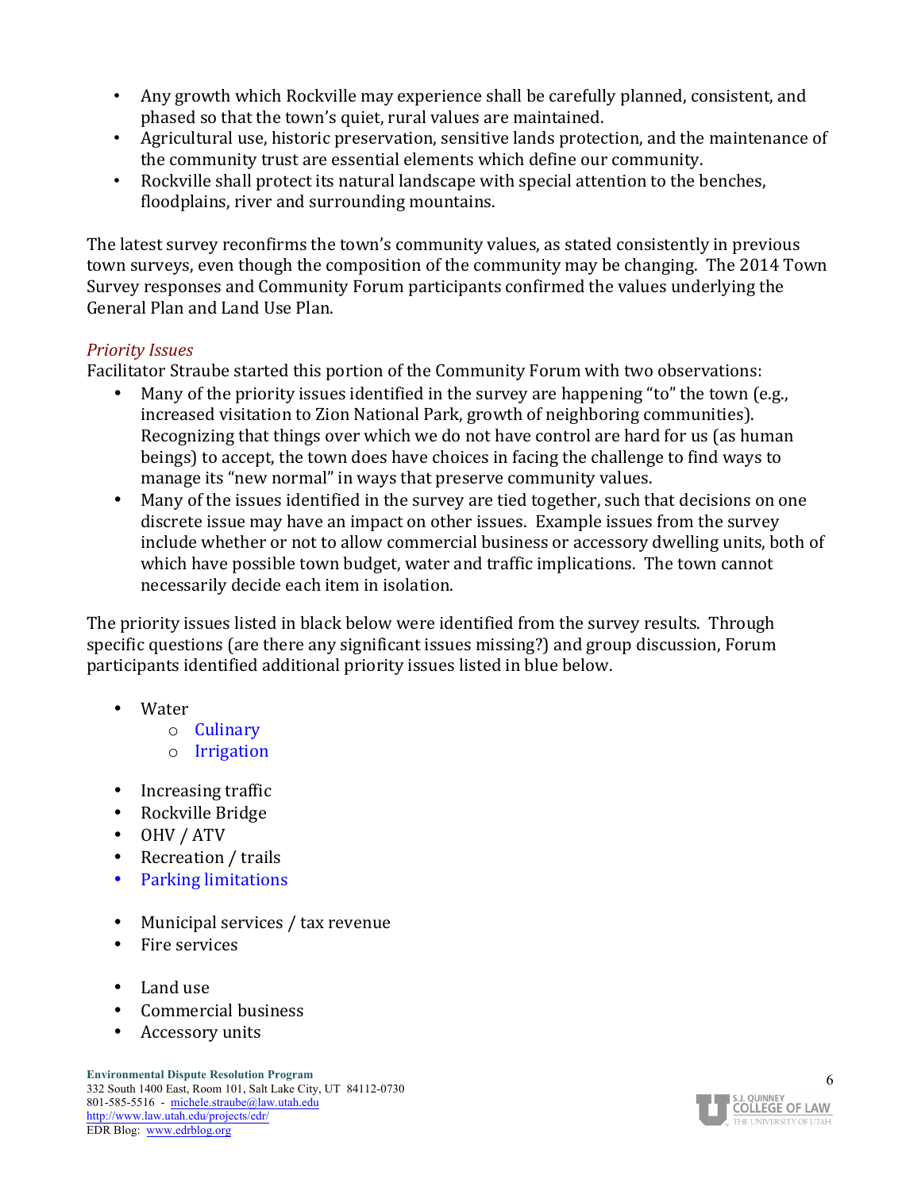- Any growth which Rockville may experience shall be carefully planned, consistent, and phased so that the town's quiet, rural values are maintained.
- Agricultural use, historic preservation, sensitive lands protection, and the maintenance of the community trust are essential elements which define our community.
- Rockville shall protect its natural landscape with special attention to the benches, floodplains, river and surrounding mountains.

The latest survey reconfirms the town's community values, as stated consistently in previous town surveys, even though the composition of the community may be changing. The 2014 Town Survey responses and Community Forum participants confirmed the values underlying the General Plan and Land Use Plan.

*Priority Issues*

Facilitator Straube started this portion of the Community Forum with two observations:

- Many of the priority issues identified in the survey are happening "to" the town (e.g., increased visitation to Zion National Park, growth of neighboring communities). Recognizing that things over which we do not have control are hard for us (as human beings) to accept, the town does have choices in facing the challenge to find ways to manage its "new normal" in ways that preserve community values.
- Many of the issues identified in the survey are tied together, such that decisions on one discrete issue may have an impact on other issues. Example issues from the survey include whether or not to allow commercial business or accessory dwelling units, both of which have possible town budget, water and traffic implications. The town cannot necessarily decide each item in isolation.

The priority issues listed in black below were identified from the survey results. Through specific questions (are there any significant issues missing?) and group discussion, Forum participants identified additional priority issues listed in blue below.

- Water
  - Culinary
  - Irrigation

- Increasing traffic
- Rockville Bridge
- OHV / ATV
- Recreation / trails
- Parking limitations

- Municipal services / tax revenue
- Fire services

- Land use
- Commercial business
- Accessory units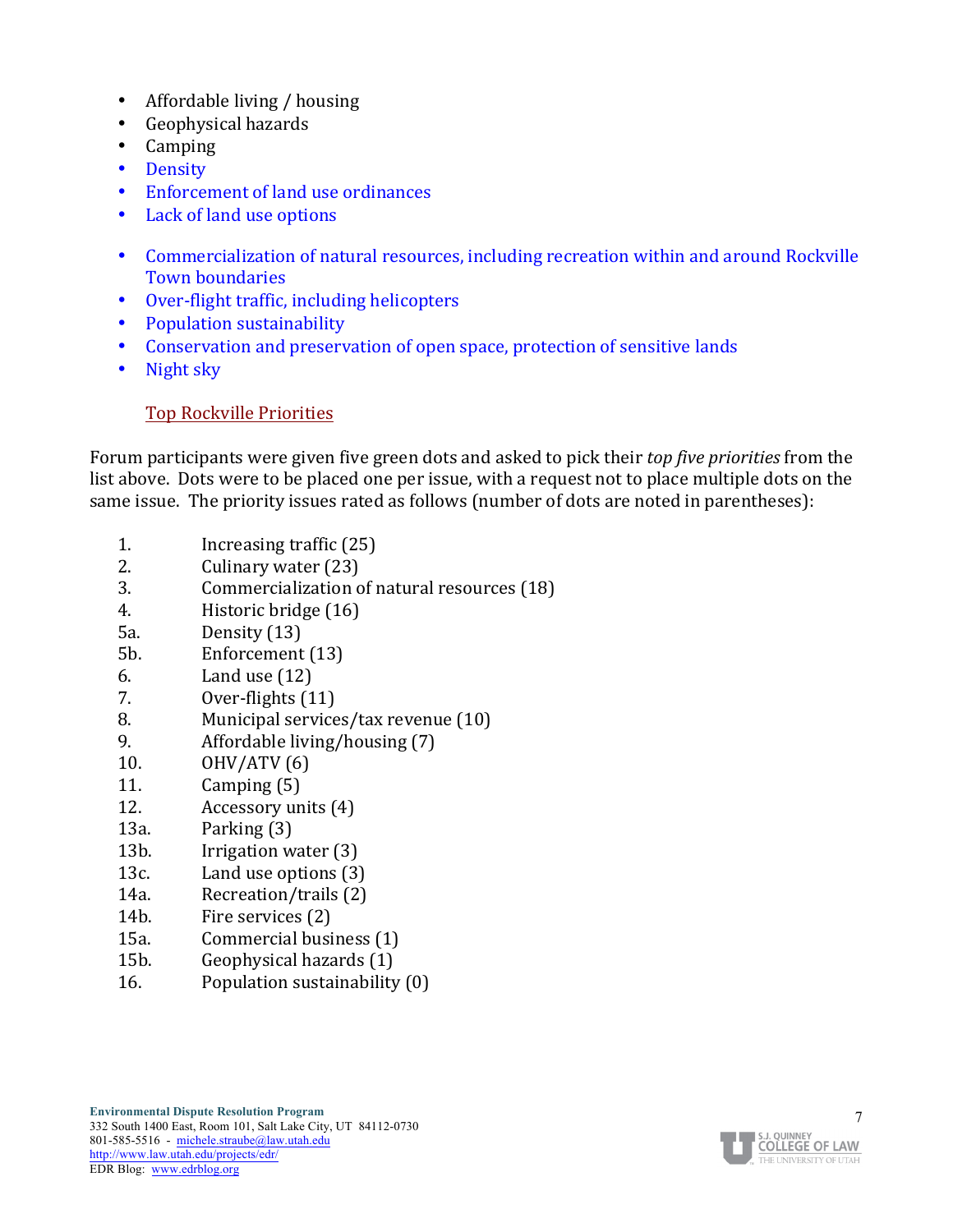- Affordable living / housing
- Geophysical hazards
- Camping
- Density
- Enforcement of land use ordinances
- Lack of land use options

- Commercialization of natural resources, including recreation within and around Rockville Town boundaries
- Over-flight traffic, including helicopters
- Population sustainability
- Conservation and preservation of open space, protection of sensitive lands
- Night sky

### Top Rockville Priorities

Forum participants were given five green dots and asked to pick their *top five priorities* from the list above. Dots were to be placed one per issue, with a request not to place multiple dots on the same issue. The priority issues rated as follows (number of dots are noted in parentheses):

1. Increasing traffic (25)
2. Culinary water (23)
3. Commercialization of natural resources (18)
4. Historic bridge (16)

5a. Density (13)
5b. Enforcement (13)
6. Land use (12)
7. Over-flights (11)
8. Municipal services/tax revenue (10)
9. Affordable living/housing (7)
10. OHV/ATV (6)
11. Camping (5)
12. Accessory units (4)

13a. Parking (3)
13b. Irrigation water (3)
13c. Land use options (3)
14a. Recreation/trails (2)
14b. Fire services (2)
15a. Commercial business (1)
15b. Geophysical hazards (1)
16. Population sustainability (0)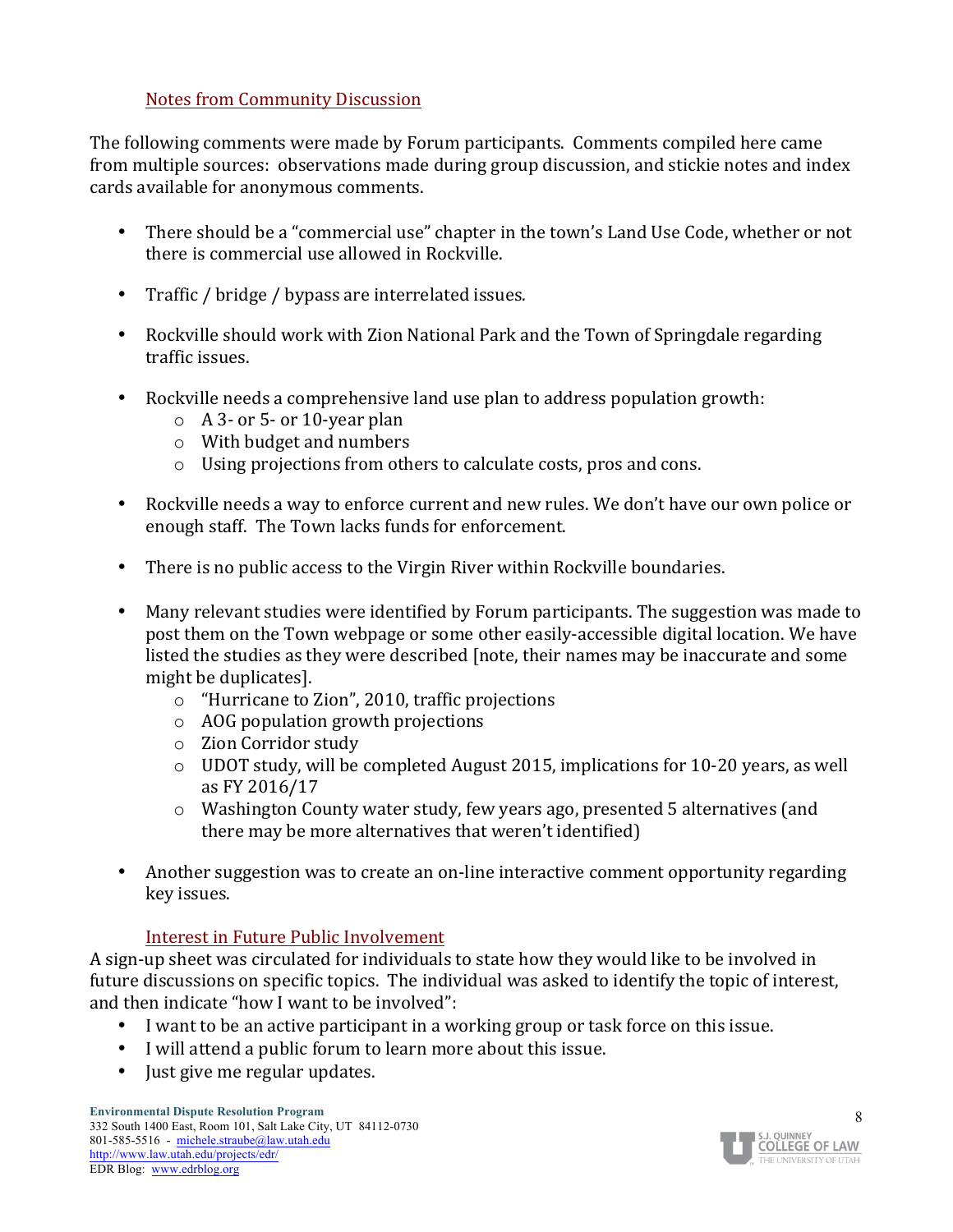### Notes from Community Discussion

The following comments were made by Forum participants. Comments compiled here came from multiple sources: observations made during group discussion, and stickie notes and index cards available for anonymous comments.

- There should be a "commercial use" chapter in the town's Land Use Code, whether or not there is commercial use allowed in Rockville.
- Traffic / bridge / bypass are interrelated issues.
- Rockville should work with Zion National Park and the Town of Springdale regarding traffic issues.
- Rockville needs a comprehensive land use plan to address population growth:
  - A 3- or 5- or 10-year plan
  - With budget and numbers
  - Using projections from others to calculate costs, pros and cons.
- Rockville needs a way to enforce current and new rules. We don't have our own police or enough staff. The Town lacks funds for enforcement.
- There is no public access to the Virgin River within Rockville boundaries.
- Many relevant studies were identified by Forum participants. The suggestion was made to post them on the Town webpage or some other easily-accessible digital location. We have listed the studies as they were described [note, their names may be inaccurate and some might be duplicates].
  - "Hurricane to Zion", 2010, traffic projections
  - AOG population growth projections
  - Zion Corridor study
  - UDOT study, will be completed August 2015, implications for 10-20 years, as well as FY 2016/17
  - Washington County water study, few years ago, presented 5 alternatives (and there may be more alternatives that weren't identified)
- Another suggestion was to create an on-line interactive comment opportunity regarding key issues.

### Interest in Future Public Involvement

A sign-up sheet was circulated for individuals to state how they would like to be involved in future discussions on specific topics. The individual was asked to identify the topic of interest, and then indicate "how I want to be involved":

- I want to be an active participant in a working group or task force on this issue.
- I will attend a public forum to learn more about this issue.
- Just give me regular updates.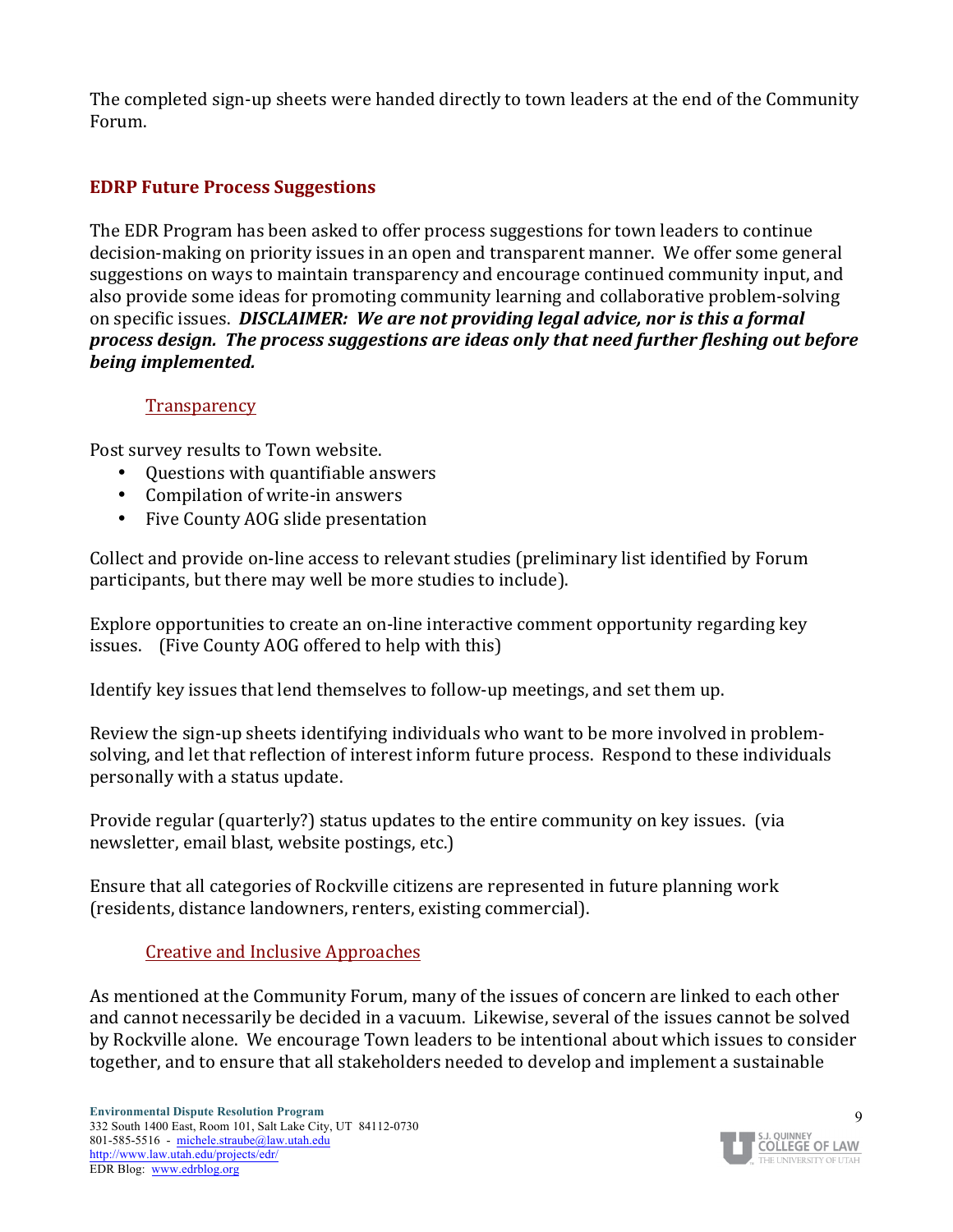The completed sign-up sheets were handed directly to town leaders at the end of the Community Forum.

## EDRP Future Process Suggestions

The EDR Program has been asked to offer process suggestions for town leaders to continue decision-making on priority issues in an open and transparent manner. We offer some general suggestions on ways to maintain transparency and encourage continued community input, and also provide some ideas for promoting community learning and collaborative problem-solving on specific issues. ***DISCLAIMER: We are not providing legal advice, nor is this a formal process design. The process suggestions are ideas only that need further fleshing out before being implemented.***

### Transparency

Post survey results to Town website.

- Questions with quantifiable answers
- Compilation of write-in answers
- Five County AOG slide presentation

Collect and provide on-line access to relevant studies (preliminary list identified by Forum participants, but there may well be more studies to include).

Explore opportunities to create an on-line interactive comment opportunity regarding key issues. (Five County AOG offered to help with this)

Identify key issues that lend themselves to follow-up meetings, and set them up.

Review the sign-up sheets identifying individuals who want to be more involved in problem-solving, and let that reflection of interest inform future process. Respond to these individuals personally with a status update.

Provide regular (quarterly?) status updates to the entire community on key issues. (via newsletter, email blast, website postings, etc.)

Ensure that all categories of Rockville citizens are represented in future planning work (residents, distance landowners, renters, existing commercial).

### Creative and Inclusive Approaches

As mentioned at the Community Forum, many of the issues of concern are linked to each other and cannot necessarily be decided in a vacuum. Likewise, several of the issues cannot be solved by Rockville alone. We encourage Town leaders to be intentional about which issues to consider together, and to ensure that all stakeholders needed to develop and implement a sustainable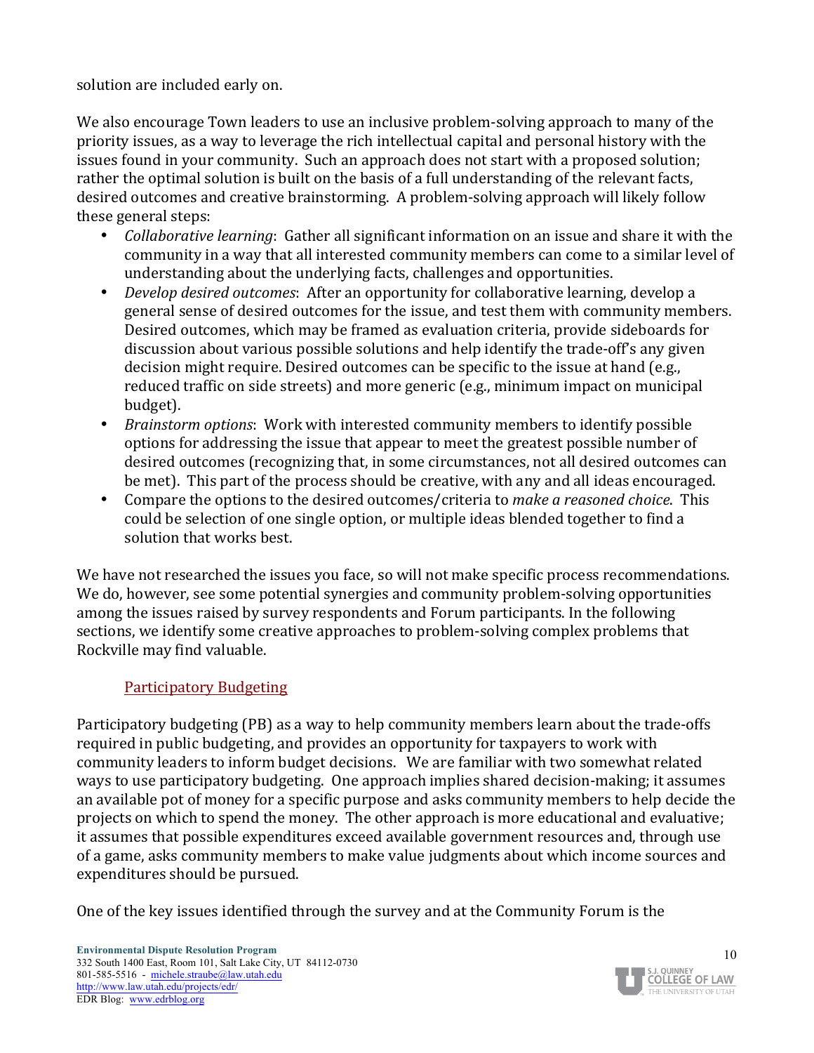solution are included early on.

We also encourage Town leaders to use an inclusive problem-solving approach to many of the priority issues, as a way to leverage the rich intellectual capital and personal history with the issues found in your community. Such an approach does not start with a proposed solution; rather the optimal solution is built on the basis of a full understanding of the relevant facts, desired outcomes and creative brainstorming. A problem-solving approach will likely follow these general steps:

- *Collaborative learning*: Gather all significant information on an issue and share it with the community in a way that all interested community members can come to a similar level of understanding about the underlying facts, challenges and opportunities.
- *Develop desired outcomes*: After an opportunity for collaborative learning, develop a general sense of desired outcomes for the issue, and test them with community members. Desired outcomes, which may be framed as evaluation criteria, provide sideboards for discussion about various possible solutions and help identify the trade-off's any given decision might require. Desired outcomes can be specific to the issue at hand (e.g., reduced traffic on side streets) and more generic (e.g., minimum impact on municipal budget).
- *Brainstorm options*: Work with interested community members to identify possible options for addressing the issue that appear to meet the greatest possible number of desired outcomes (recognizing that, in some circumstances, not all desired outcomes can be met). This part of the process should be creative, with any and all ideas encouraged.
- Compare the options to the desired outcomes/criteria to *make a reasoned choice*. This could be selection of one single option, or multiple ideas blended together to find a solution that works best.

We have not researched the issues you face, so will not make specific process recommendations. We do, however, see some potential synergies and community problem-solving opportunities among the issues raised by survey respondents and Forum participants. In the following sections, we identify some creative approaches to problem-solving complex problems that Rockville may find valuable.

## Participatory Budgeting

Participatory budgeting (PB) as a way to help community members learn about the trade-offs required in public budgeting, and provides an opportunity for taxpayers to work with community leaders to inform budget decisions. We are familiar with two somewhat related ways to use participatory budgeting. One approach implies shared decision-making; it assumes an available pot of money for a specific purpose and asks community members to help decide the projects on which to spend the money. The other approach is more educational and evaluative; it assumes that possible expenditures exceed available government resources and, through use of a game, asks community members to make value judgments about which income sources and expenditures should be pursued.

One of the key issues identified through the survey and at the Community Forum is the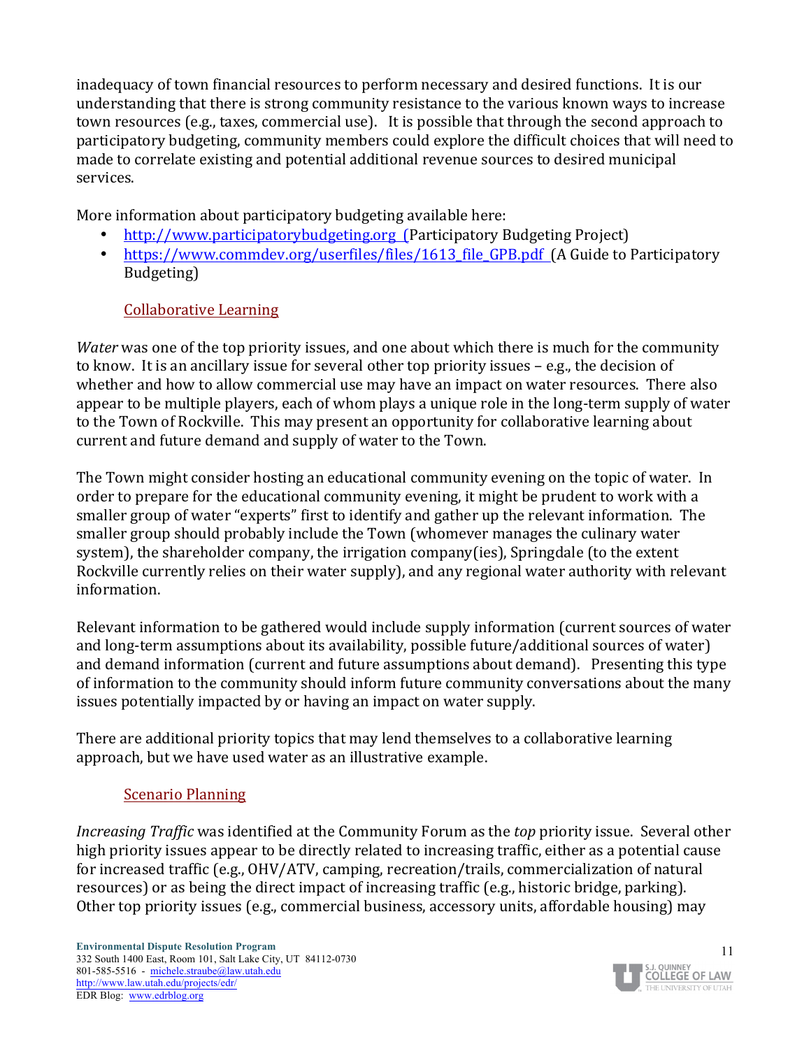inadequacy of town financial resources to perform necessary and desired functions. It is our understanding that there is strong community resistance to the various known ways to increase town resources (e.g., taxes, commercial use). It is possible that through the second approach to participatory budgeting, community members could explore the difficult choices that will need to made to correlate existing and potential additional revenue sources to desired municipal services.

More information about participatory budgeting available here:

- http://www.participatorybudgeting.org (Participatory Budgeting Project)
- https://www.commdev.org/userfiles/files/1613_file_GPB.pdf (A Guide to Participatory Budgeting)

### Collaborative Learning

*Water* was one of the top priority issues, and one about which there is much for the community to know. It is an ancillary issue for several other top priority issues – e.g., the decision of whether and how to allow commercial use may have an impact on water resources. There also appear to be multiple players, each of whom plays a unique role in the long-term supply of water to the Town of Rockville. This may present an opportunity for collaborative learning about current and future demand and supply of water to the Town.

The Town might consider hosting an educational community evening on the topic of water. In order to prepare for the educational community evening, it might be prudent to work with a smaller group of water "experts" first to identify and gather up the relevant information. The smaller group should probably include the Town (whomever manages the culinary water system), the shareholder company, the irrigation company(ies), Springdale (to the extent Rockville currently relies on their water supply), and any regional water authority with relevant information.

Relevant information to be gathered would include supply information (current sources of water and long-term assumptions about its availability, possible future/additional sources of water) and demand information (current and future assumptions about demand). Presenting this type of information to the community should inform future community conversations about the many issues potentially impacted by or having an impact on water supply.

There are additional priority topics that may lend themselves to a collaborative learning approach, but we have used water as an illustrative example.

### Scenario Planning

*Increasing Traffic* was identified at the Community Forum as the *top* priority issue. Several other high priority issues appear to be directly related to increasing traffic, either as a potential cause for increased traffic (e.g., OHV/ATV, camping, recreation/trails, commercialization of natural resources) or as being the direct impact of increasing traffic (e.g., historic bridge, parking). Other top priority issues (e.g., commercial business, accessory units, affordable housing) may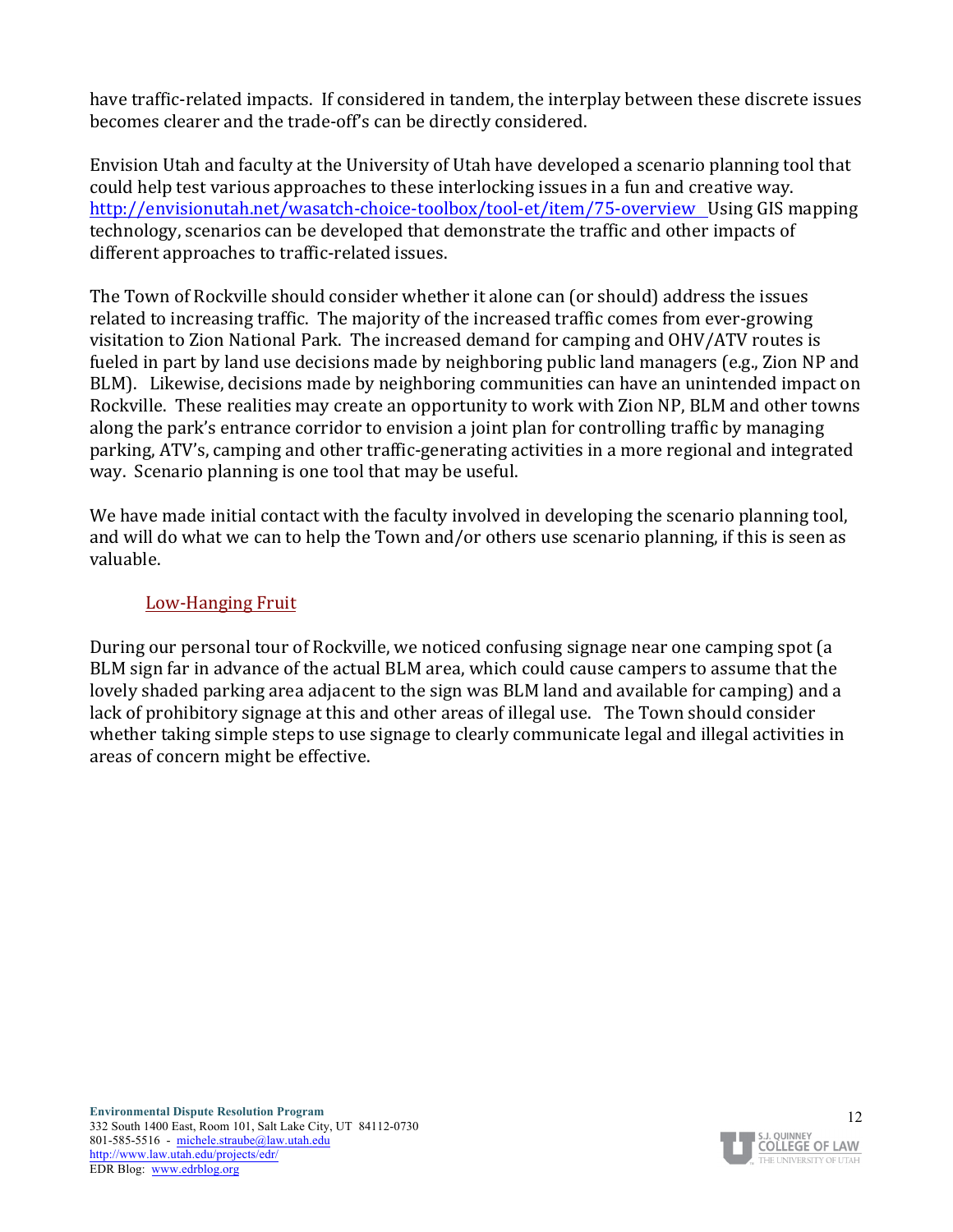have traffic-related impacts. If considered in tandem, the interplay between these discrete issues becomes clearer and the trade-off's can be directly considered.

Envision Utah and faculty at the University of Utah have developed a scenario planning tool that could help test various approaches to these interlocking issues in a fun and creative way. http://envisionutah.net/wasatch-choice-toolbox/tool-et/item/75-overview Using GIS mapping technology, scenarios can be developed that demonstrate the traffic and other impacts of different approaches to traffic-related issues.

The Town of Rockville should consider whether it alone can (or should) address the issues related to increasing traffic. The majority of the increased traffic comes from ever-growing visitation to Zion National Park. The increased demand for camping and OHV/ATV routes is fueled in part by land use decisions made by neighboring public land managers (e.g., Zion NP and BLM). Likewise, decisions made by neighboring communities can have an unintended impact on Rockville. These realities may create an opportunity to work with Zion NP, BLM and other towns along the park's entrance corridor to envision a joint plan for controlling traffic by managing parking, ATV's, camping and other traffic-generating activities in a more regional and integrated way. Scenario planning is one tool that may be useful.

We have made initial contact with the faculty involved in developing the scenario planning tool, and will do what we can to help the Town and/or others use scenario planning, if this is seen as valuable.

### Low-Hanging Fruit

During our personal tour of Rockville, we noticed confusing signage near one camping spot (a BLM sign far in advance of the actual BLM area, which could cause campers to assume that the lovely shaded parking area adjacent to the sign was BLM land and available for camping) and a lack of prohibitory signage at this and other areas of illegal use. The Town should consider whether taking simple steps to use signage to clearly communicate legal and illegal activities in areas of concern might be effective.